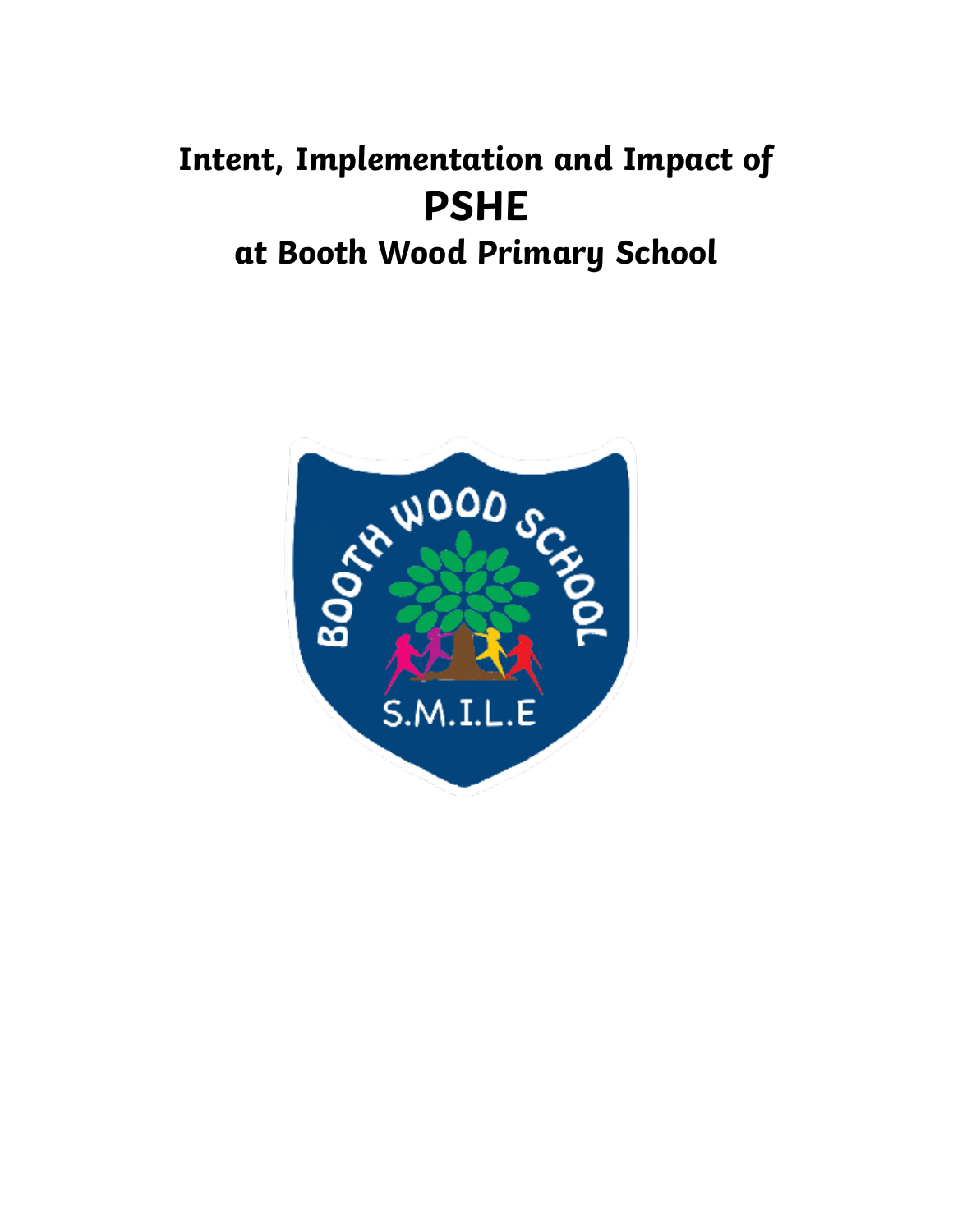# Intent, Implementation and Impact of
# PSHE
# at Booth Wood Primary School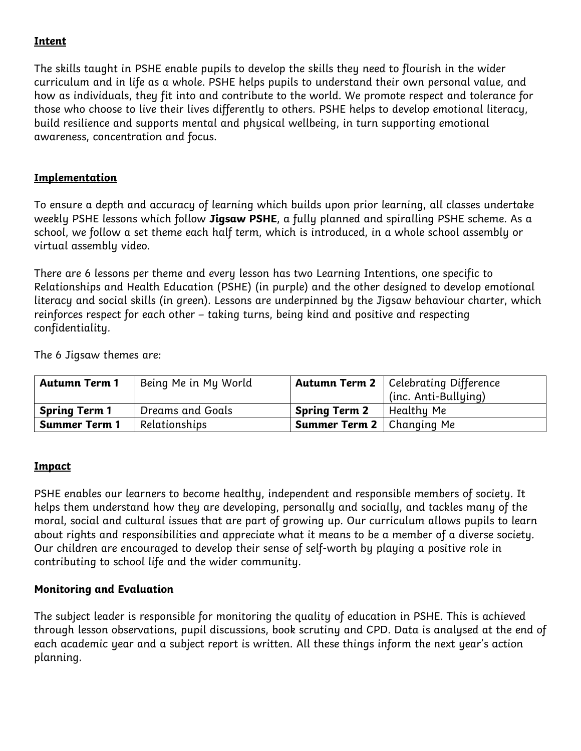## Intent

The skills taught in PSHE enable pupils to develop the skills they need to flourish in the wider curriculum and in life as a whole. PSHE helps pupils to understand their own personal value, and how as individuals, they fit into and contribute to the world. We promote respect and tolerance for those who choose to live their lives differently to others. PSHE helps to develop emotional literacy, build resilience and supports mental and physical wellbeing, in turn supporting emotional awareness, concentration and focus.

## Implementation

To ensure a depth and accuracy of learning which builds upon prior learning, all classes undertake weekly PSHE lessons which follow **Jigsaw PSHE**, a fully planned and spiralling PSHE scheme. As a school, we follow a set theme each half term, which is introduced, in a whole school assembly or virtual assembly video.

There are 6 lessons per theme and every lesson has two Learning Intentions, one specific to Relationships and Health Education (PSHE) (in purple) and the other designed to develop emotional literacy and social skills (in green). Lessons are underpinned by the Jigsaw behaviour charter, which reinforces respect for each other – taking turns, being kind and positive and respecting confidentiality.

The 6 Jigsaw themes are:

| | | | |
|---|---|---|---|
| **Autumn Term 1** | Being Me in My World | **Autumn Term 2** | Celebrating Difference (inc. Anti-Bullying) |
| **Spring Term 1** | Dreams and Goals | **Spring Term 2** | Healthy Me |
| **Summer Term 1** | Relationships | **Summer Term 2** | Changing Me |

## Impact

PSHE enables our learners to become healthy, independent and responsible members of society. It helps them understand how they are developing, personally and socially, and tackles many of the moral, social and cultural issues that are part of growing up. Our curriculum allows pupils to learn about rights and responsibilities and appreciate what it means to be a member of a diverse society. Our children are encouraged to develop their sense of self-worth by playing a positive role in contributing to school life and the wider community.

### Monitoring and Evaluation

The subject leader is responsible for monitoring the quality of education in PSHE. This is achieved through lesson observations, pupil discussions, book scrutiny and CPD. Data is analysed at the end of each academic year and a subject report is written. All these things inform the next year's action planning.